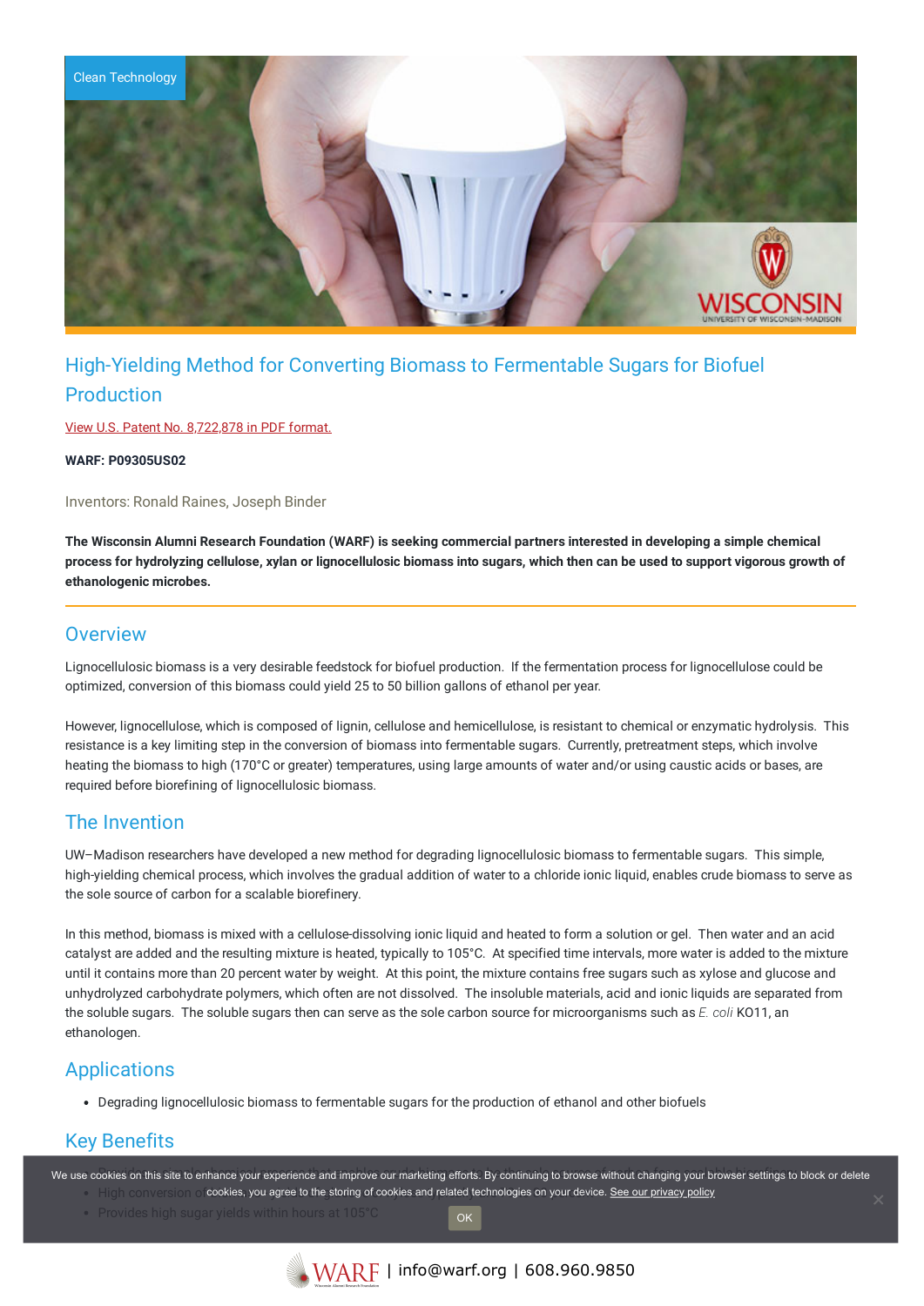Clean Technology

# High-Yielding Method for Converting Biomass to Fermentable Sugars for Biofuel Production

View U.S. Patent No. 8,722,878 in PDF format.

**WARF: P09305US02**

Inventors: Ronald Raines, Joseph Binder

**The Wisconsin Alumni Research Foundation (WARF) is seeking commercial partners interested in developing a simple chemical process for hydrolyzing cellulose, xylan or lignocellulosic biomass into sugars, which then can be used to support vigorous growth of ethanologenic microbes.**

## Overview

Lignocellulosic biomass is a very desirable feedstock for biofuel production. If the fermentation process for lignocellulose could be optimized, conversion of this biomass could yield 25 to 50 billion gallons of ethanol per year.

However, lignocellulose, which is composed of lignin, cellulose and hemicellulose, is resistant to chemical or enzymatic hydrolysis. This resistance is a key limiting step in the conversion of biomass into fermentable sugars. Currently, pretreatment steps, which involve heating the biomass to high (170°C or greater) temperatures, using large amounts of water and/or using caustic acids or bases, are required before biorefining of lignocellulosic biomass.

## The Invention

UW–Madison researchers have developed a new method for degrading lignocellulosic biomass to fermentable sugars. This simple, high-yielding chemical process, which involves the gradual addition of water to a chloride ionic liquid, enables crude biomass to serve as the sole source of carbon for a scalable biorefinery.

In this method, biomass is mixed with a cellulose-dissolving ionic liquid and heated to form a solution or gel. Then water and an acid catalyst are added and the resulting mixture is heated, typically to 105°C. At specified time intervals, more water is added to the mixture until it contains more than 20 percent water by weight. At this point, the mixture contains free sugars such as xylose and glucose and unhydrolyzed carbohydrate polymers, which often are not dissolved. The insoluble materials, acid and ionic liquids are separated from the soluble sugars. The soluble sugars then can serve as the sole carbon source for microorganisms such as *E. coli* KO11, an ethanologen.

## Applications

- Degrading lignocellulosic biomass to fermentable sugars for the production of ethanol and other biofuels

## Key Benefits

- High conversion of
- Provides high sugar yields within hours at 105°C

We use cookies on this site to enhance your experience and improve our marketing efforts. By continuing to browse without changing your browser settings to block or delete cookies, you agree to the storing of cookies and related technologies on your device. See our privacy policy

OK

WARF | info@warf.org | 608.960.9850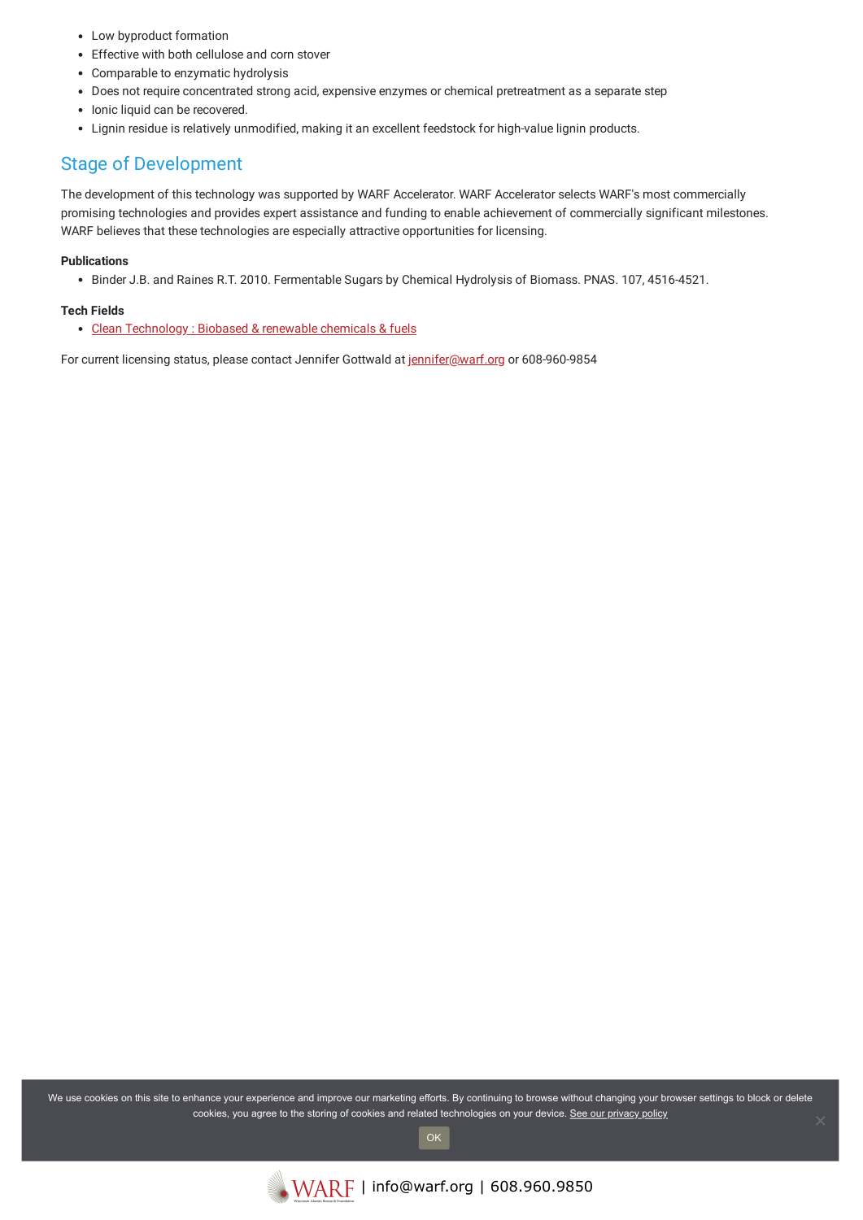- Low byproduct formation
- Effective with both cellulose and corn stover
- Comparable to enzymatic hydrolysis
- Does not require concentrated strong acid, expensive enzymes or chemical pretreatment as a separate step
- Ionic liquid can be recovered.
- Lignin residue is relatively unmodified, making it an excellent feedstock for high-value lignin products.

## Stage of Development

The development of this technology was supported by WARF Accelerator. WARF Accelerator selects WARF's most commercially promising technologies and provides expert assistance and funding to enable achievement of commercially significant milestones. WARF believes that these technologies are especially attractive opportunities for licensing.

**Publications**

- Binder J.B. and Raines R.T. 2010. Fermentable Sugars by Chemical Hydrolysis of Biomass. PNAS. 107, 4516-4521.

**Tech Fields**

- Clean Technology : Biobased & renewable chemicals & fuels

For current licensing status, please contact Jennifer Gottwald at jennifer@warf.org or 608-960-9854

We use cookies on this site to enhance your experience and improve our marketing efforts. By continuing to browse without changing your browser settings to block or delete cookies, you agree to the storing of cookies and related technologies on your device. See our privacy policy

OK